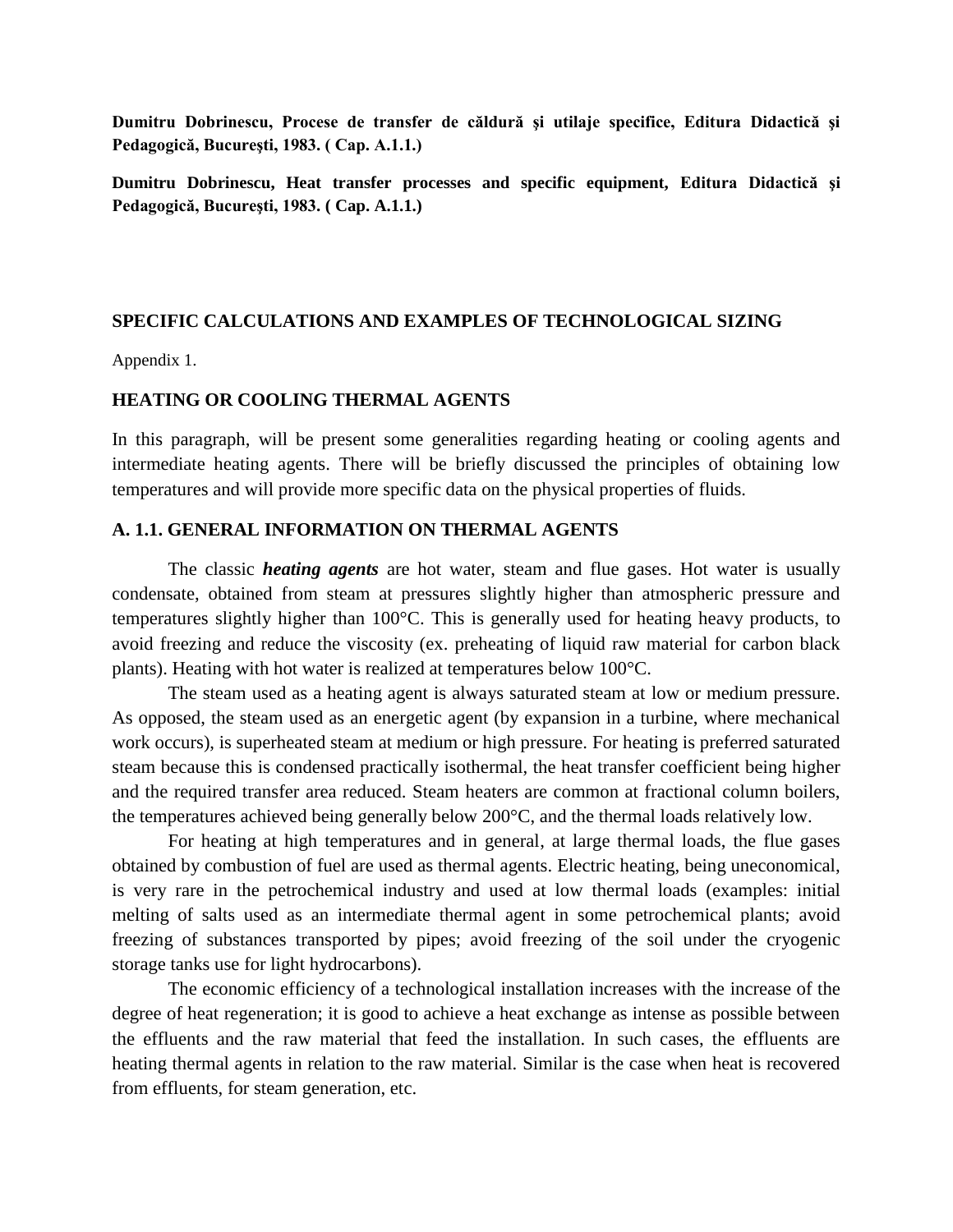**Dumitru Dobrinescu, Procese de transfer de căldură şi utilaje specifice, Editura Didactică şi Pedagogică, Bucureşti, 1983. ( Cap. A.1.1.)**

**Dumitru Dobrinescu, Heat transfer processes and specific equipment, Editura Didactică şi Pedagogică, Bucureşti, 1983. ( Cap. A.1.1.)**

## SPECIFIC CALCULATIONS AND EXAMPLES OF TECHNOLOGICAL SIZING

Appendix 1.

## HEATING OR COOLING THERMAL AGENTS

In this paragraph, will be present some generalities regarding heating or cooling agents and intermediate heating agents. There will be briefly discussed the principles of obtaining low temperatures and will provide more specific data on the physical properties of fluids.

### A. 1.1. GENERAL INFORMATION ON THERMAL AGENTS

The classic ***heating agents*** are hot water, steam and flue gases. Hot water is usually condensate, obtained from steam at pressures slightly higher than atmospheric pressure and temperatures slightly higher than 100°C. This is generally used for heating heavy products, to avoid freezing and reduce the viscosity (ex. preheating of liquid raw material for carbon black plants). Heating with hot water is realized at temperatures below 100°C.

The steam used as a heating agent is always saturated steam at low or medium pressure. As opposed, the steam used as an energetic agent (by expansion in a turbine, where mechanical work occurs), is superheated steam at medium or high pressure. For heating is preferred saturated steam because this is condensed practically isothermal, the heat transfer coefficient being higher and the required transfer area reduced. Steam heaters are common at fractional column boilers, the temperatures achieved being generally below 200°C, and the thermal loads relatively low.

For heating at high temperatures and in general, at large thermal loads, the flue gases obtained by combustion of fuel are used as thermal agents. Electric heating, being uneconomical, is very rare in the petrochemical industry and used at low thermal loads (examples: initial melting of salts used as an intermediate thermal agent in some petrochemical plants; avoid freezing of substances transported by pipes; avoid freezing of the soil under the cryogenic storage tanks use for light hydrocarbons).

The economic efficiency of a technological installation increases with the increase of the degree of heat regeneration; it is good to achieve a heat exchange as intense as possible between the effluents and the raw material that feed the installation. In such cases, the effluents are heating thermal agents in relation to the raw material. Similar is the case when heat is recovered from effluents, for steam generation, etc.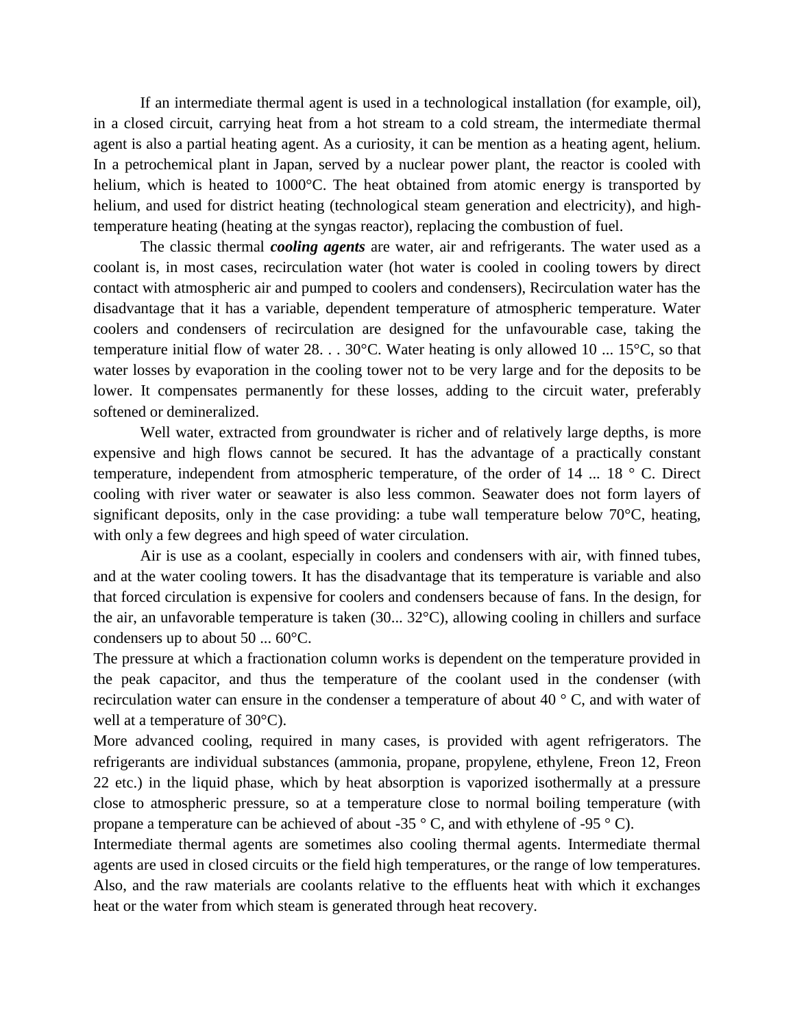If an intermediate thermal agent is used in a technological installation (for example, oil), in a closed circuit, carrying heat from a hot stream to a cold stream, the intermediate thermal agent is also a partial heating agent. As a curiosity, it can be mention as a heating agent, helium. In a petrochemical plant in Japan, served by a nuclear power plant, the reactor is cooled with helium, which is heated to 1000°C. The heat obtained from atomic energy is transported by helium, and used for district heating (technological steam generation and electricity), and high-temperature heating (heating at the syngas reactor), replacing the combustion of fuel.

The classic thermal ***cooling agents*** are water, air and refrigerants. The water used as a coolant is, in most cases, recirculation water (hot water is cooled in cooling towers by direct contact with atmospheric air and pumped to coolers and condensers), Recirculation water has the disadvantage that it has a variable, dependent temperature of atmospheric temperature. Water coolers and condensers of recirculation are designed for the unfavourable case, taking the temperature initial flow of water 28. . . 30°C. Water heating is only allowed 10 ... 15°C, so that water losses by evaporation in the cooling tower not to be very large and for the deposits to be lower. It compensates permanently for these losses, adding to the circuit water, preferably softened or demineralized.

Well water, extracted from groundwater is richer and of relatively large depths, is more expensive and high flows cannot be secured. It has the advantage of a practically constant temperature, independent from atmospheric temperature, of the order of 14 ... 18 ° C. Direct cooling with river water or seawater is also less common. Seawater does not form layers of significant deposits, only in the case providing: a tube wall temperature below 70°C, heating, with only a few degrees and high speed of water circulation.

Air is use as a coolant, especially in coolers and condensers with air, with finned tubes, and at the water cooling towers. It has the disadvantage that its temperature is variable and also that forced circulation is expensive for coolers and condensers because of fans. In the design, for the air, an unfavorable temperature is taken (30... 32°C), allowing cooling in chillers and surface condensers up to about 50 ... 60°C.

The pressure at which a fractionation column works is dependent on the temperature provided in the peak capacitor, and thus the temperature of the coolant used in the condenser (with recirculation water can ensure in the condenser a temperature of about 40 ° C, and with water of well at a temperature of 30°C).

More advanced cooling, required in many cases, is provided with agent refrigerators. The refrigerants are individual substances (ammonia, propane, propylene, ethylene, Freon 12, Freon 22 etc.) in the liquid phase, which by heat absorption is vaporized isothermally at a pressure close to atmospheric pressure, so at a temperature close to normal boiling temperature (with propane a temperature can be achieved of about -35 ° C, and with ethylene of -95 ° C).

Intermediate thermal agents are sometimes also cooling thermal agents. Intermediate thermal agents are used in closed circuits or the field high temperatures, or the range of low temperatures. Also, and the raw materials are coolants relative to the effluents heat with which it exchanges heat or the water from which steam is generated through heat recovery.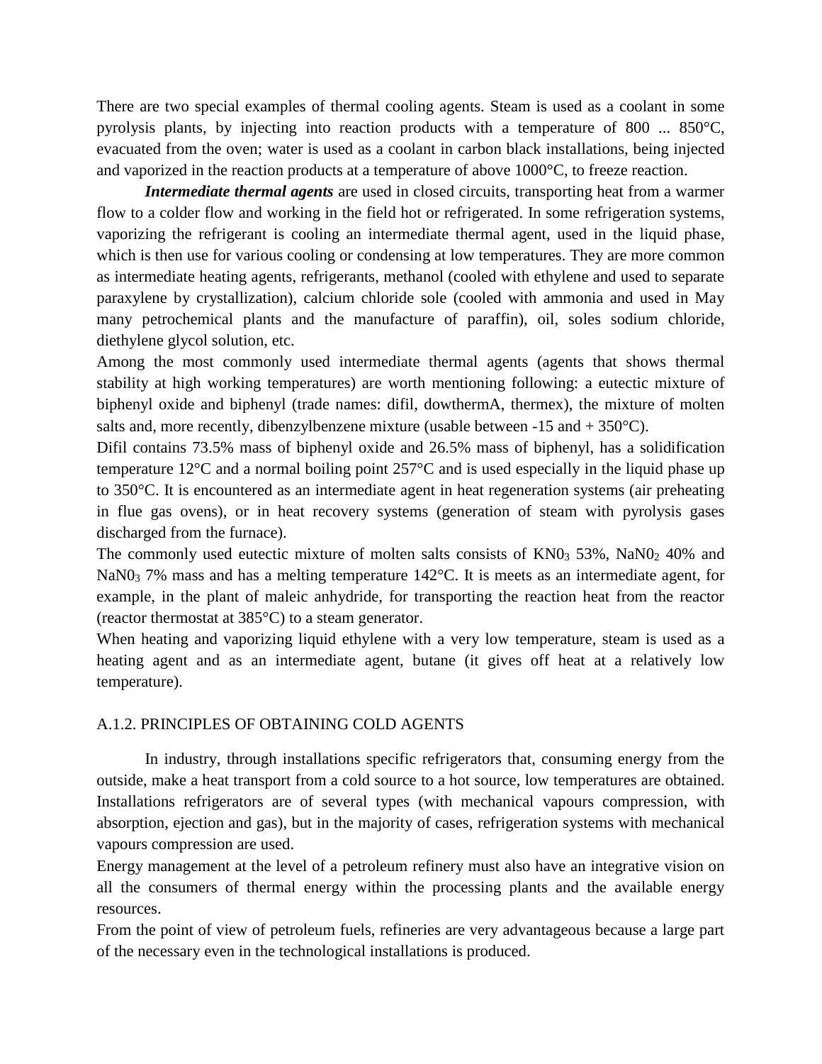There are two special examples of thermal cooling agents. Steam is used as a coolant in some pyrolysis plants, by injecting into reaction products with a temperature of 800 ... 850°C, evacuated from the oven; water is used as a coolant in carbon black installations, being injected and vaporized in the reaction products at a temperature of above 1000°C, to freeze reaction.

***Intermediate thermal agents*** are used in closed circuits, transporting heat from a warmer flow to a colder flow and working in the field hot or refrigerated. In some refrigeration systems, vaporizing the refrigerant is cooling an intermediate thermal agent, used in the liquid phase, which is then use for various cooling or condensing at low temperatures. They are more common as intermediate heating agents, refrigerants, methanol (cooled with ethylene and used to separate paraxylene by crystallization), calcium chloride sole (cooled with ammonia and used in May many petrochemical plants and the manufacture of paraffin), oil, soles sodium chloride, diethylene glycol solution, etc.

Among the most commonly used intermediate thermal agents (agents that shows thermal stability at high working temperatures) are worth mentioning following: a eutectic mixture of biphenyl oxide and biphenyl (trade names: difil, dowthermA, thermex), the mixture of molten salts and, more recently, dibenzylbenzene mixture (usable between -15 and + 350°C).

Difil contains 73.5% mass of biphenyl oxide and 26.5% mass of biphenyl, has a solidification temperature 12°C and a normal boiling point 257°C and is used especially in the liquid phase up to 350°C. It is encountered as an intermediate agent in heat regeneration systems (air preheating in flue gas ovens), or in heat recovery systems (generation of steam with pyrolysis gases discharged from the furnace).

The commonly used eutectic mixture of molten salts consists of $KN0_3$ 53%, $NaN0_2$ 40% and $NaN0_3$ 7% mass and has a melting temperature 142°C. It is meets as an intermediate agent, for example, in the plant of maleic anhydride, for transporting the reaction heat from the reactor (reactor thermostat at 385°C) to a steam generator.

When heating and vaporizing liquid ethylene with a very low temperature, steam is used as a heating agent and as an intermediate agent, butane (it gives off heat at a relatively low temperature).

### A.1.2. PRINCIPLES OF OBTAINING COLD AGENTS

In industry, through installations specific refrigerators that, consuming energy from the outside, make a heat transport from a cold source to a hot source, low temperatures are obtained. Installations refrigerators are of several types (with mechanical vapours compression, with absorption, ejection and gas), but in the majority of cases, refrigeration systems with mechanical vapours compression are used.

Energy management at the level of a petroleum refinery must also have an integrative vision on all the consumers of thermal energy within the processing plants and the available energy resources.

From the point of view of petroleum fuels, refineries are very advantageous because a large part of the necessary even in the technological installations is produced.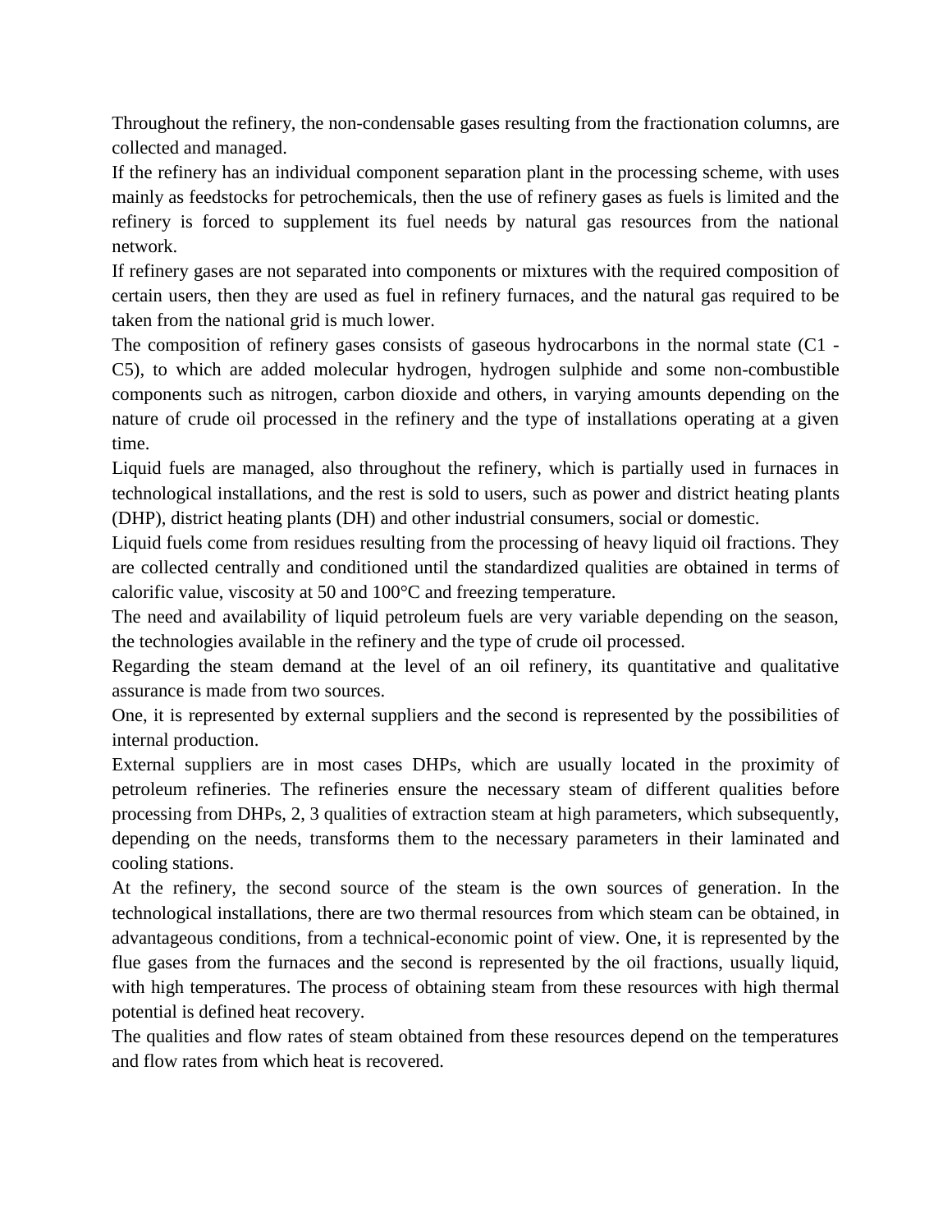Throughout the refinery, the non-condensable gases resulting from the fractionation columns, are collected and managed.

If the refinery has an individual component separation plant in the processing scheme, with uses mainly as feedstocks for petrochemicals, then the use of refinery gases as fuels is limited and the refinery is forced to supplement its fuel needs by natural gas resources from the national network.

If refinery gases are not separated into components or mixtures with the required composition of certain users, then they are used as fuel in refinery furnaces, and the natural gas required to be taken from the national grid is much lower.

The composition of refinery gases consists of gaseous hydrocarbons in the normal state (C1 - C5), to which are added molecular hydrogen, hydrogen sulphide and some non-combustible components such as nitrogen, carbon dioxide and others, in varying amounts depending on the nature of crude oil processed in the refinery and the type of installations operating at a given time.

Liquid fuels are managed, also throughout the refinery, which is partially used in furnaces in technological installations, and the rest is sold to users, such as power and district heating plants (DHP), district heating plants (DH) and other industrial consumers, social or domestic.

Liquid fuels come from residues resulting from the processing of heavy liquid oil fractions. They are collected centrally and conditioned until the standardized qualities are obtained in terms of calorific value, viscosity at 50 and 100°C and freezing temperature.

The need and availability of liquid petroleum fuels are very variable depending on the season, the technologies available in the refinery and the type of crude oil processed.

Regarding the steam demand at the level of an oil refinery, its quantitative and qualitative assurance is made from two sources.

One, it is represented by external suppliers and the second is represented by the possibilities of internal production.

External suppliers are in most cases DHPs, which are usually located in the proximity of petroleum refineries. The refineries ensure the necessary steam of different qualities before processing from DHPs, 2, 3 qualities of extraction steam at high parameters, which subsequently, depending on the needs, transforms them to the necessary parameters in their laminated and cooling stations.

At the refinery, the second source of the steam is the own sources of generation. In the technological installations, there are two thermal resources from which steam can be obtained, in advantageous conditions, from a technical-economic point of view. One, it is represented by the flue gases from the furnaces and the second is represented by the oil fractions, usually liquid, with high temperatures. The process of obtaining steam from these resources with high thermal potential is defined heat recovery.

The qualities and flow rates of steam obtained from these resources depend on the temperatures and flow rates from which heat is recovered.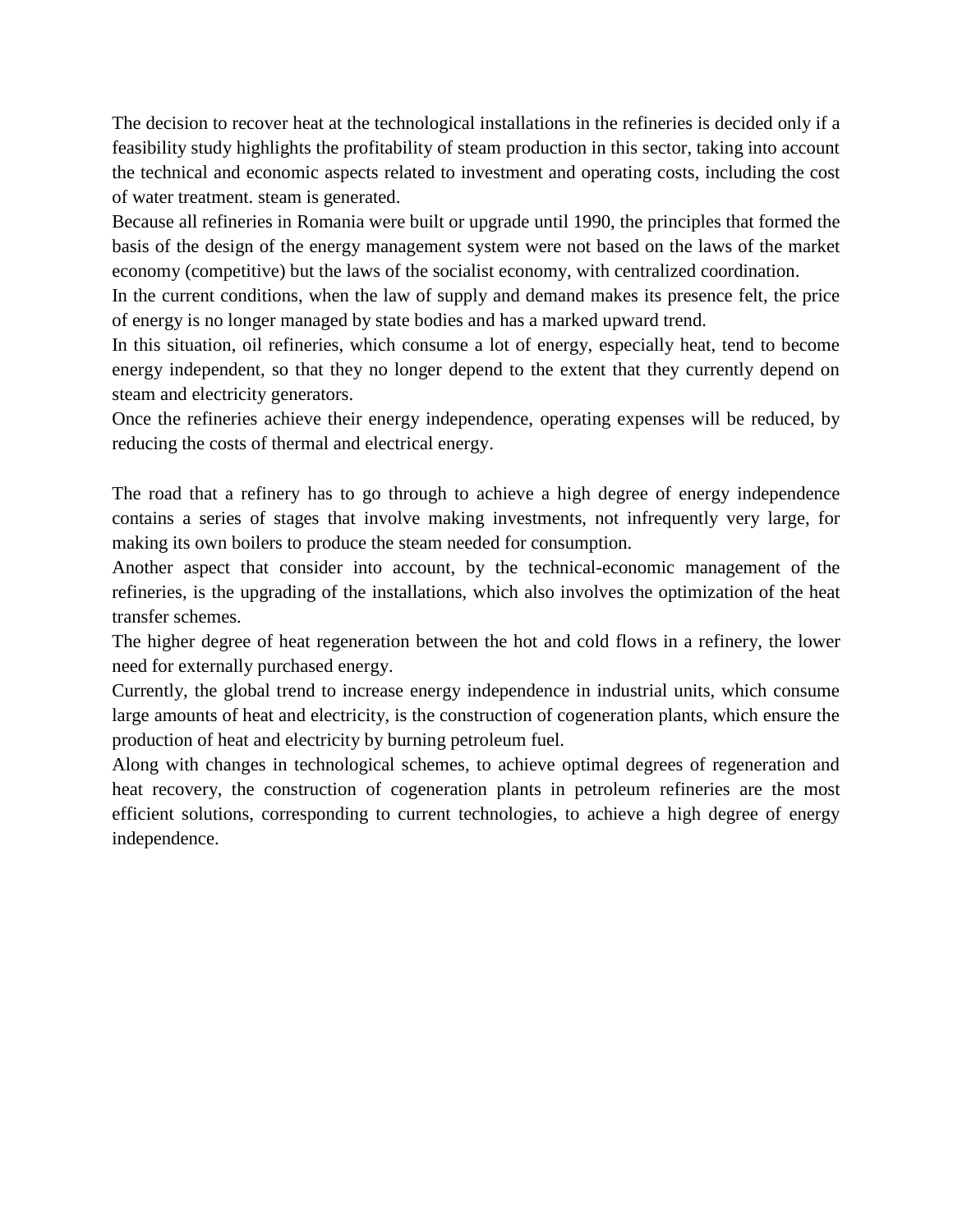The decision to recover heat at the technological installations in the refineries is decided only if a feasibility study highlights the profitability of steam production in this sector, taking into account the technical and economic aspects related to investment and operating costs, including the cost of water treatment. steam is generated.

Because all refineries in Romania were built or upgrade until 1990, the principles that formed the basis of the design of the energy management system were not based on the laws of the market economy (competitive) but the laws of the socialist economy, with centralized coordination.

In the current conditions, when the law of supply and demand makes its presence felt, the price of energy is no longer managed by state bodies and has a marked upward trend.

In this situation, oil refineries, which consume a lot of energy, especially heat, tend to become energy independent, so that they no longer depend to the extent that they currently depend on steam and electricity generators.

Once the refineries achieve their energy independence, operating expenses will be reduced, by reducing the costs of thermal and electrical energy.

The road that a refinery has to go through to achieve a high degree of energy independence contains a series of stages that involve making investments, not infrequently very large, for making its own boilers to produce the steam needed for consumption.

Another aspect that consider into account, by the technical-economic management of the refineries, is the upgrading of the installations, which also involves the optimization of the heat transfer schemes.

The higher degree of heat regeneration between the hot and cold flows in a refinery, the lower need for externally purchased energy.

Currently, the global trend to increase energy independence in industrial units, which consume large amounts of heat and electricity, is the construction of cogeneration plants, which ensure the production of heat and electricity by burning petroleum fuel.

Along with changes in technological schemes, to achieve optimal degrees of regeneration and heat recovery, the construction of cogeneration plants in petroleum refineries are the most efficient solutions, corresponding to current technologies, to achieve a high degree of energy independence.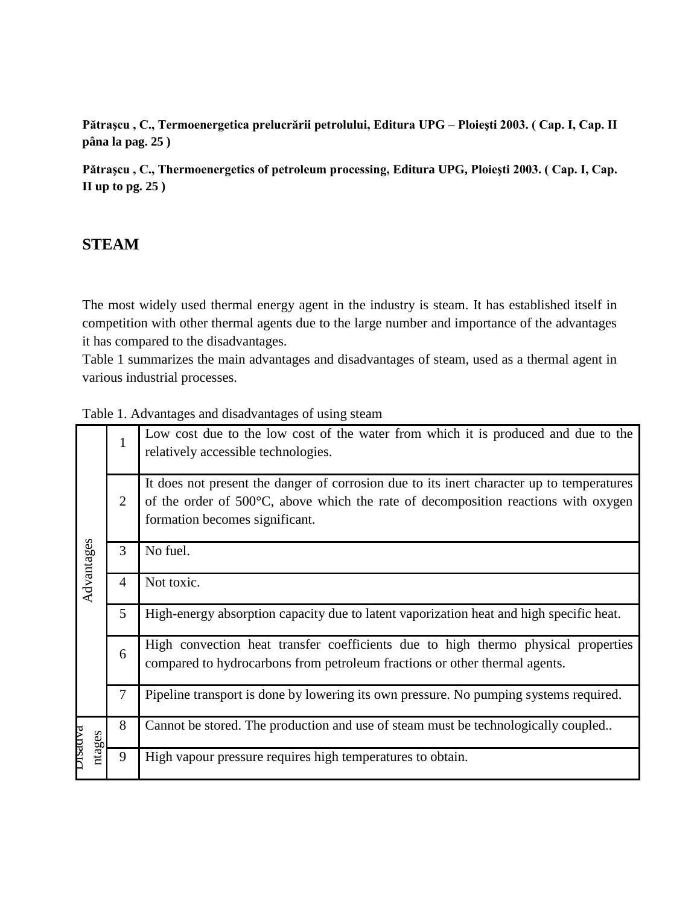**Pătraşcu , C., Termoenergetica prelucrării petrolului, Editura UPG – Ploieşti 2003. ( Cap. I, Cap. II pâna la pag. 25 )**

**Pătraşcu , C., Thermoenergetics of petroleum processing, Editura UPG, Ploiești 2003. ( Cap. I, Cap. II up to pg. 25 )**

## STEAM

The most widely used thermal energy agent in the industry is steam. It has established itself in competition with other thermal agents due to the large number and importance of the advantages it has compared to the disadvantages.
Table 1 summarizes the main advantages and disadvantages of steam, used as a thermal agent in various industrial processes.

Table 1. Advantages and disadvantages of using steam

| | | |
|---|---|---|
| Advantages | 1 | Low cost due to the low cost of the water from which it is produced and due to the relatively accessible technologies. |
| | 2 | It does not present the danger of corrosion due to its inert character up to temperatures of the order of 500°C, above which the rate of decomposition reactions with oxygen formation becomes significant. |
| | 3 | No fuel. |
| | 4 | Not toxic. |
| | 5 | High-energy absorption capacity due to latent vaporization heat and high specific heat. |
| | 6 | High convection heat transfer coefficients due to high thermo physical properties compared to hydrocarbons from petroleum fractions or other thermal agents. |
| | 7 | Pipeline transport is done by lowering its own pressure. No pumping systems required. |
| Disadvantages | 8 | Cannot be stored. The production and use of steam must be technologically coupled.. |
| | 9 | High vapour pressure requires high temperatures to obtain. |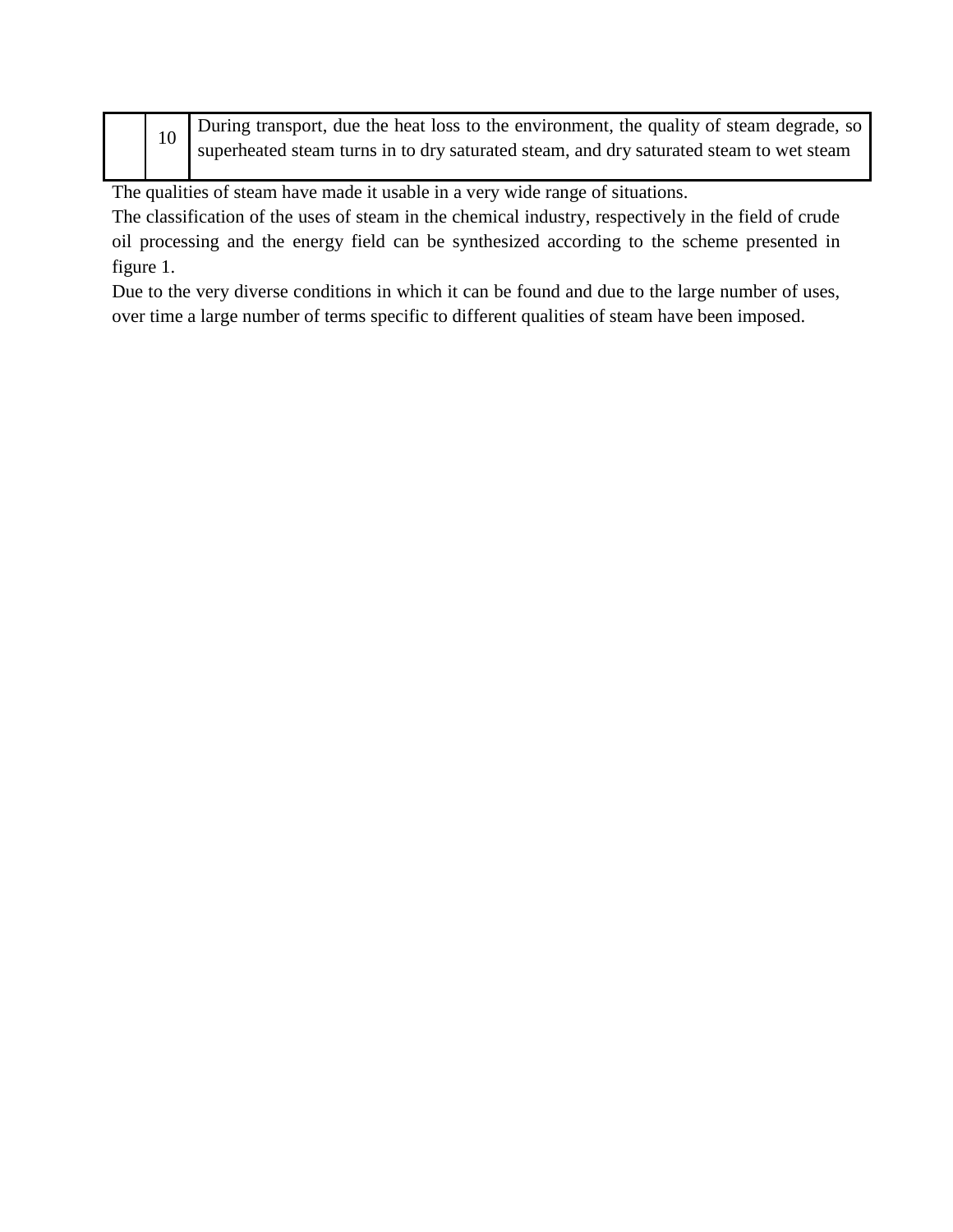| | | |
|---|---|---|
| | 10 | During transport, due the heat loss to the environment, the quality of steam degrade, so superheated steam turns in to dry saturated steam, and dry saturated steam to wet steam |

The qualities of steam have made it usable in a very wide range of situations.

The classification of the uses of steam in the chemical industry, respectively in the field of crude oil processing and the energy field can be synthesized according to the scheme presented in figure 1.

Due to the very diverse conditions in which it can be found and due to the large number of uses, over time a large number of terms specific to different qualities of steam have been imposed.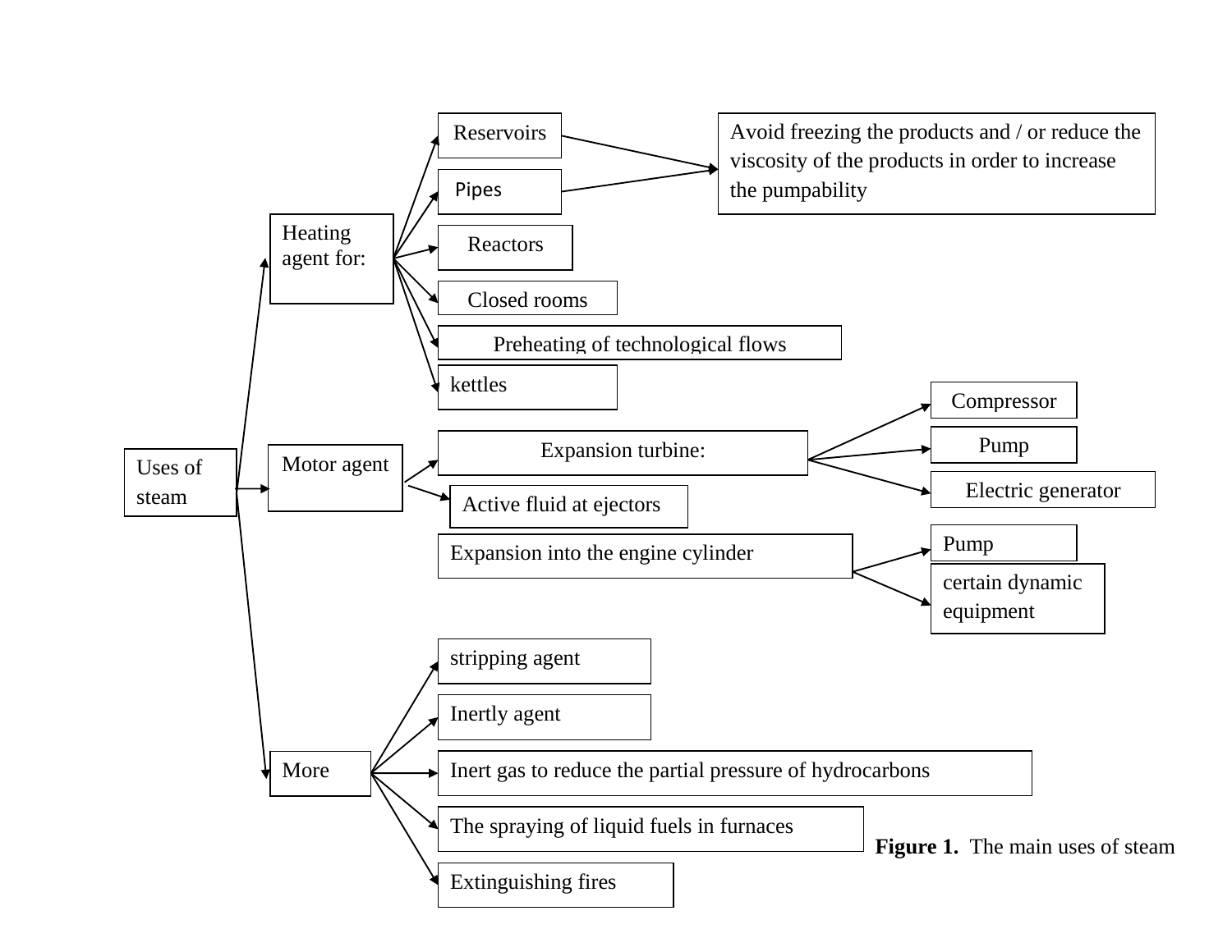Uses of steam

Heating agent for:

Reservoirs

Pipes

Avoid freezing the products and / or reduce the viscosity of the products in order to increase the pumpability

Reactors

Closed rooms

Preheating of technological flows

kettles

Motor agent

Expansion turbine:

Compressor

Pump

Electric generator

Active fluid at ejectors

Expansion into the engine cylinder

Pump

certain dynamic equipment

More

stripping agent

Inertly agent

Inert gas to reduce the partial pressure of hydrocarbons

The spraying of liquid fuels in furnaces

Extinguishing fires

**Figure 1.** The main uses of steam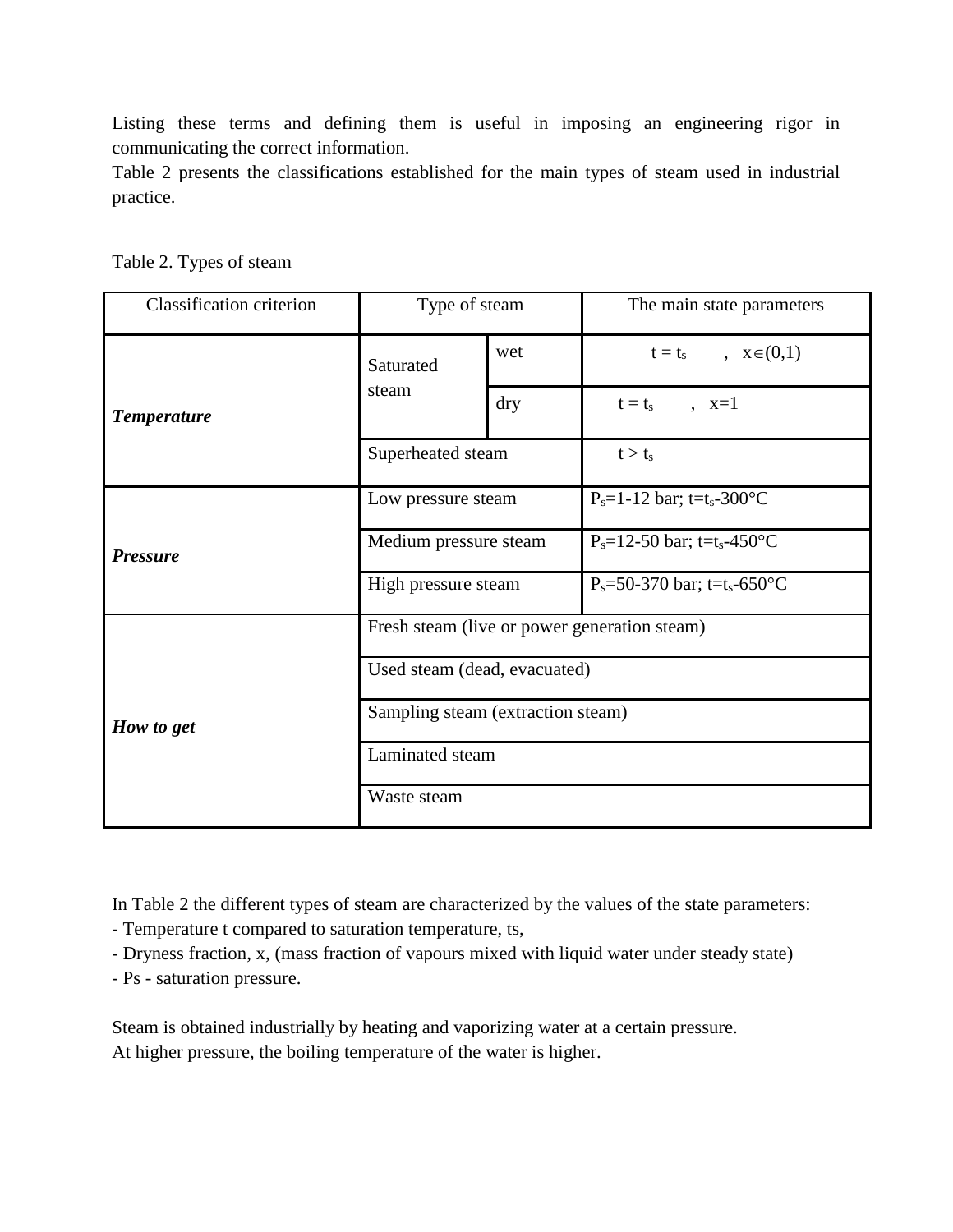Listing these terms and defining them is useful in imposing an engineering rigor in communicating the correct information.

Table 2 presents the classifications established for the main types of steam used in industrial practice.

Table 2. Types of steam

| Classification criterion | Type of steam | | The main state parameters |
|---|---|---|---|
| ***Temperature*** | Saturated steam | wet | $t = t_s$ , $x \in (0,1)$ |
| | | dry | $t = t_s$ , $x=1$ |
| | Superheated steam | | $t > t_s$ |
| ***Pressure*** | Low pressure steam | | $P_s$=1-12 bar; $t$=$t_s$-300°C |
| | Medium pressure steam | | $P_s$=12-50 bar; $t$=$t_s$-450°C |
| | High pressure steam | | $P_s$=50-370 bar; $t$=$t_s$-650°C |
| ***How to get*** | Fresh steam (live or power generation steam) | | |
| | Used steam (dead, evacuated) | | |
| | Sampling steam (extraction steam) | | |
| | Laminated steam | | |
| | Waste steam | | |

In Table 2 the different types of steam are characterized by the values of the state parameters:

- Temperature t compared to saturation temperature, ts,
- Dryness fraction, x, (mass fraction of vapours mixed with liquid water under steady state)
- Ps - saturation pressure.

Steam is obtained industrially by heating and vaporizing water at a certain pressure.
At higher pressure, the boiling temperature of the water is higher.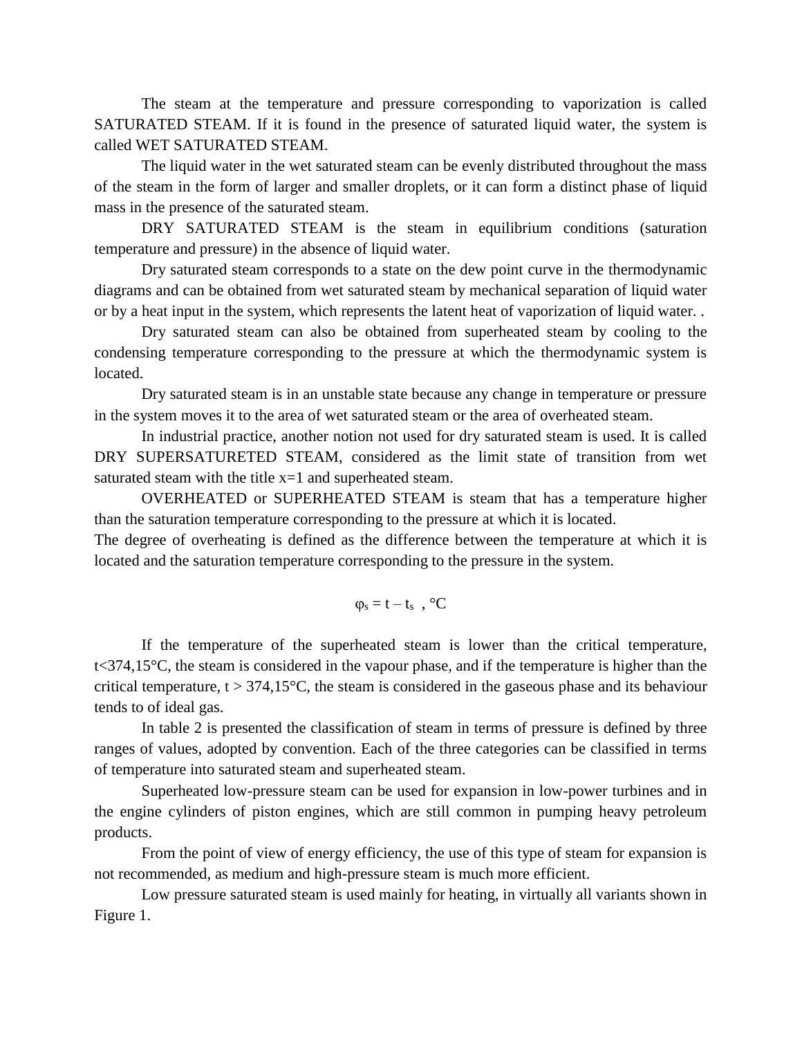The steam at the temperature and pressure corresponding to vaporization is called SATURATED STEAM. If it is found in the presence of saturated liquid water, the system is called WET SATURATED STEAM.

The liquid water in the wet saturated steam can be evenly distributed throughout the mass of the steam in the form of larger and smaller droplets, or it can form a distinct phase of liquid mass in the presence of the saturated steam.

DRY SATURATED STEAM is the steam in equilibrium conditions (saturation temperature and pressure) in the absence of liquid water.

Dry saturated steam corresponds to a state on the dew point curve in the thermodynamic diagrams and can be obtained from wet saturated steam by mechanical separation of liquid water or by a heat input in the system, which represents the latent heat of vaporization of liquid water. .

Dry saturated steam can also be obtained from superheated steam by cooling to the condensing temperature corresponding to the pressure at which the thermodynamic system is located.

Dry saturated steam is in an unstable state because any change in temperature or pressure in the system moves it to the area of wet saturated steam or the area of overheated steam.

In industrial practice, another notion not used for dry saturated steam is used. It is called DRY SUPERSATURETED STEAM, considered as the limit state of transition from wet saturated steam with the title x=1 and superheated steam.

OVERHEATED or SUPERHEATED STEAM is steam that has a temperature higher than the saturation temperature corresponding to the pressure at which it is located.
The degree of overheating is defined as the difference between the temperature at which it is located and the saturation temperature corresponding to the pressure in the system.

$$\varphi_s = t - t_s \text{ , °C}$$

If the temperature of the superheated steam is lower than the critical temperature, t<374,15°C, the steam is considered in the vapour phase, and if the temperature is higher than the critical temperature, t > 374,15°C, the steam is considered in the gaseous phase and its behaviour tends to of ideal gas.

In table 2 is presented the classification of steam in terms of pressure is defined by three ranges of values, adopted by convention. Each of the three categories can be classified in terms of temperature into saturated steam and superheated steam.

Superheated low-pressure steam can be used for expansion in low-power turbines and in the engine cylinders of piston engines, which are still common in pumping heavy petroleum products.

From the point of view of energy efficiency, the use of this type of steam for expansion is not recommended, as medium and high-pressure steam is much more efficient.

Low pressure saturated steam is used mainly for heating, in virtually all variants shown in Figure 1.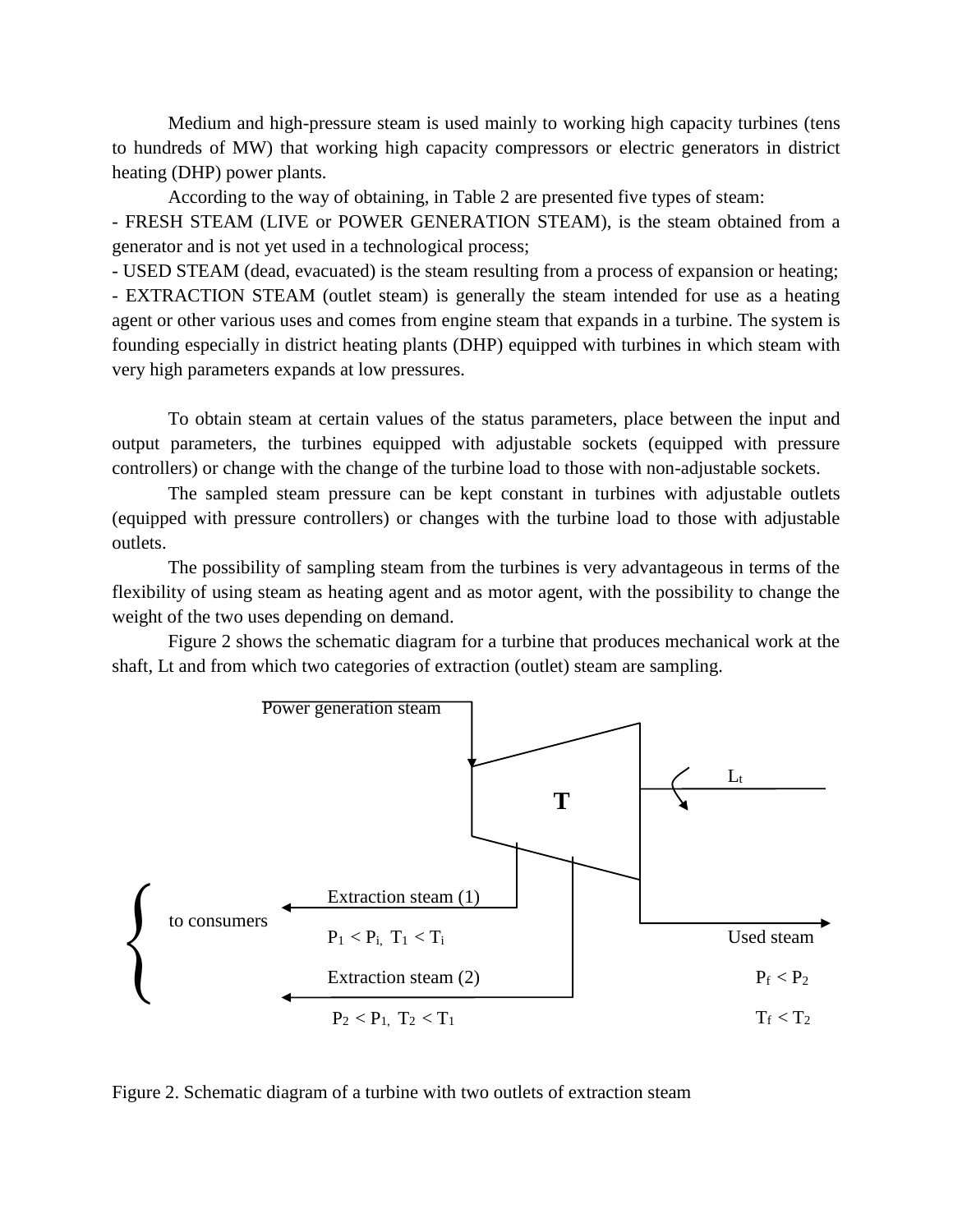Medium and high-pressure steam is used mainly to working high capacity turbines (tens to hundreds of MW) that working high capacity compressors or electric generators in district heating (DHP) power plants.

According to the way of obtaining, in Table 2 are presented five types of steam:

- FRESH STEAM (LIVE or POWER GENERATION STEAM), is the steam obtained from a generator and is not yet used in a technological process;
- USED STEAM (dead, evacuated) is the steam resulting from a process of expansion or heating;
- EXTRACTION STEAM (outlet steam) is generally the steam intended for use as a heating agent or other various uses and comes from engine steam that expands in a turbine. The system is founding especially in district heating plants (DHP) equipped with turbines in which steam with very high parameters expands at low pressures.

To obtain steam at certain values of the status parameters, place between the input and output parameters, the turbines equipped with adjustable sockets (equipped with pressure controllers) or change with the change of the turbine load to those with non-adjustable sockets.

The sampled steam pressure can be kept constant in turbines with adjustable outlets (equipped with pressure controllers) or changes with the turbine load to those with adjustable outlets.

The possibility of sampling steam from the turbines is very advantageous in terms of the flexibility of using steam as heating agent and as motor agent, with the possibility to change the weight of the two uses depending on demand.

Figure 2 shows the schematic diagram for a turbine that produces mechanical work at the shaft, Lt and from which two categories of extraction (outlet) steam are sampling.

Power generation steam

T

$L_t$

to consumers

Extraction steam (1)

$P_1 < P_i$, $T_1 < T_i$

Extraction steam (2)

$P_2 < P_1$, $T_2 < T_1$

Used steam

$P_f < P_2$

$T_f < T_2$

Figure 2. Schematic diagram of a turbine with two outlets of extraction steam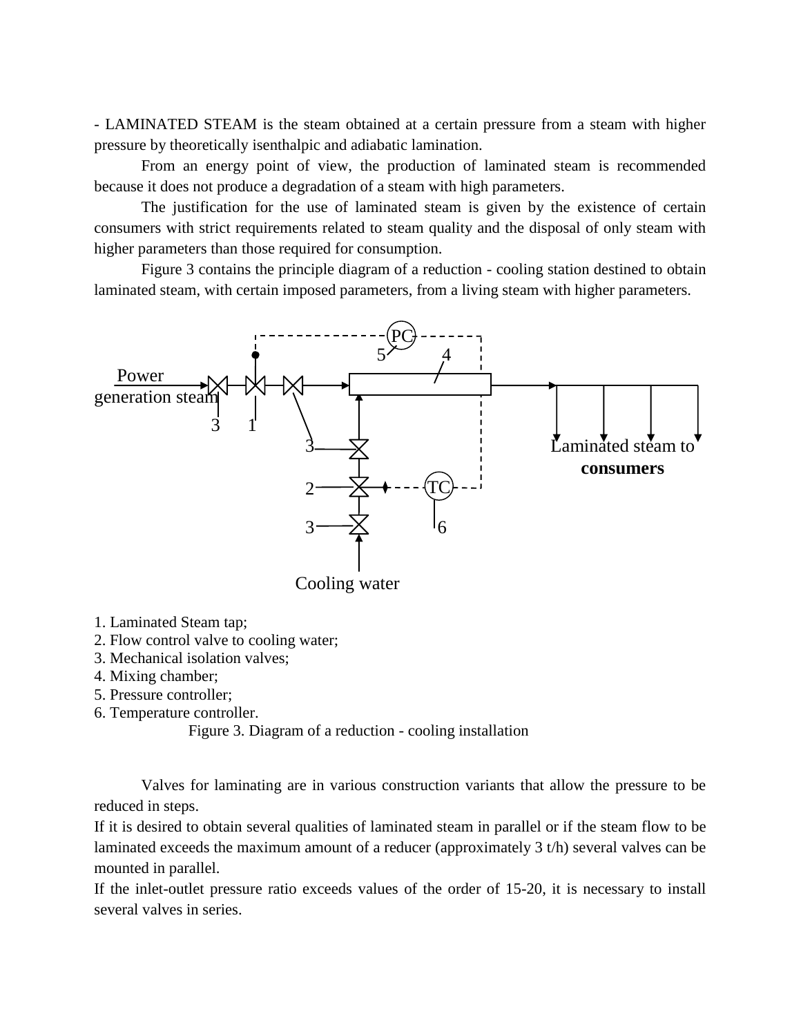- LAMINATED STEAM is the steam obtained at a certain pressure from a steam with higher pressure by theoretically isenthalpic and adiabatic lamination.

From an energy point of view, the production of laminated steam is recommended because it does not produce a degradation of a steam with high parameters.

The justification for the use of laminated steam is given by the existence of certain consumers with strict requirements related to steam quality and the disposal of only steam with higher parameters than those required for consumption.

Figure 3 contains the principle diagram of a reduction - cooling station destined to obtain laminated steam, with certain imposed parameters, from a living steam with higher parameters.

1. Laminated Steam tap;
2. Flow control valve to cooling water;
3. Mechanical isolation valves;
4. Mixing chamber;
5. Pressure controller;
6. Temperature controller.

Figure 3. Diagram of a reduction - cooling installation

Valves for laminating are in various construction variants that allow the pressure to be reduced in steps.

If it is desired to obtain several qualities of laminated steam in parallel or if the steam flow to be laminated exceeds the maximum amount of a reducer (approximately 3 t/h) several valves can be mounted in parallel.

If the inlet-outlet pressure ratio exceeds values of the order of 15-20, it is necessary to install several valves in series.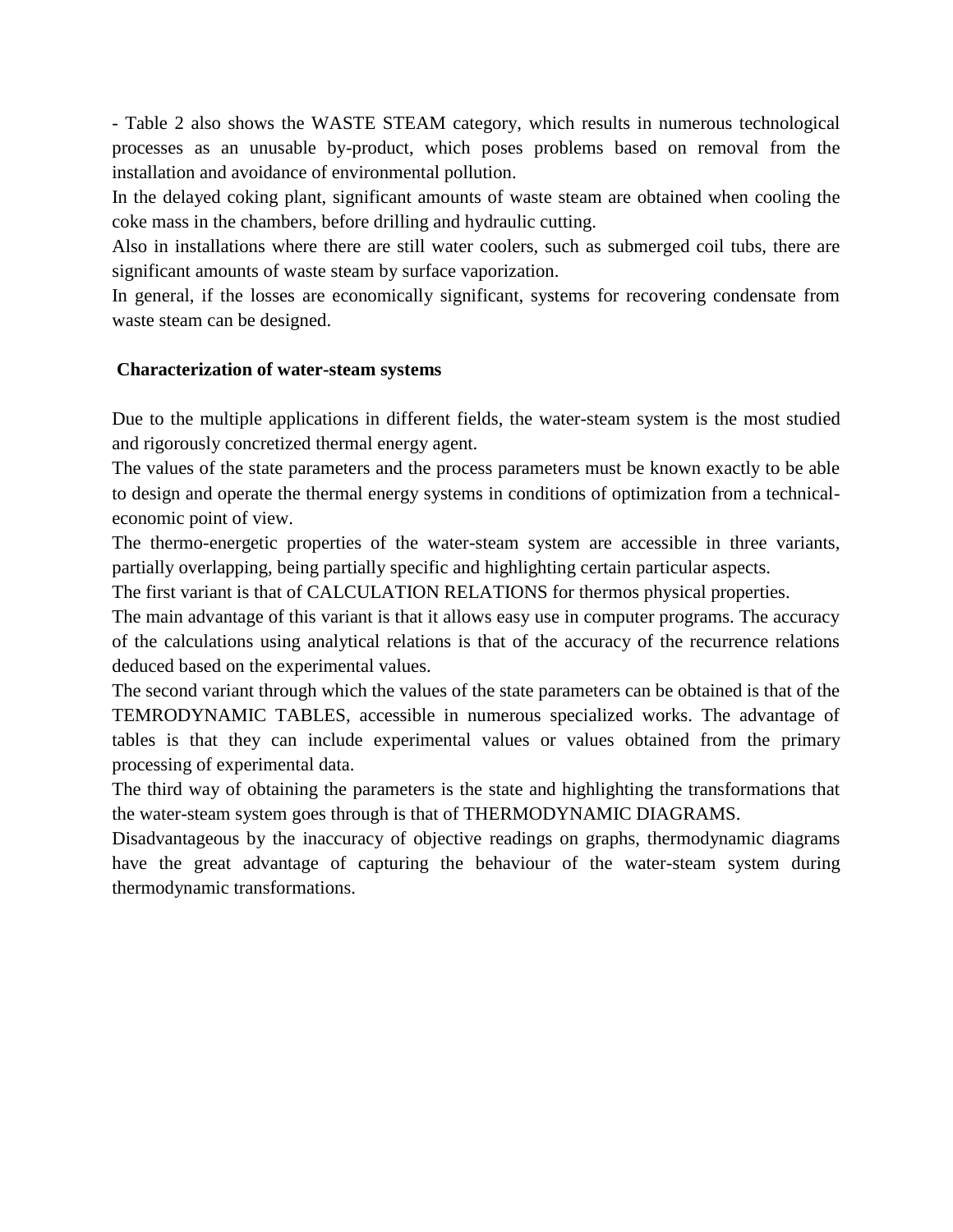- Table 2 also shows the WASTE STEAM category, which results in numerous technological processes as an unusable by-product, which poses problems based on removal from the installation and avoidance of environmental pollution.

In the delayed coking plant, significant amounts of waste steam are obtained when cooling the coke mass in the chambers, before drilling and hydraulic cutting.

Also in installations where there are still water coolers, such as submerged coil tubs, there are significant amounts of waste steam by surface vaporization.

In general, if the losses are economically significant, systems for recovering condensate from waste steam can be designed.

**Characterization of water-steam systems**

Due to the multiple applications in different fields, the water-steam system is the most studied and rigorously concretized thermal energy agent.

The values of the state parameters and the process parameters must be known exactly to be able to design and operate the thermal energy systems in conditions of optimization from a technical-economic point of view.

The thermo-energetic properties of the water-steam system are accessible in three variants, partially overlapping, being partially specific and highlighting certain particular aspects.

The first variant is that of CALCULATION RELATIONS for thermos physical properties.

The main advantage of this variant is that it allows easy use in computer programs. The accuracy of the calculations using analytical relations is that of the accuracy of the recurrence relations deduced based on the experimental values.

The second variant through which the values of the state parameters can be obtained is that of the TEMRODYNAMIC TABLES, accessible in numerous specialized works. The advantage of tables is that they can include experimental values or values obtained from the primary processing of experimental data.

The third way of obtaining the parameters is the state and highlighting the transformations that the water-steam system goes through is that of THERMODYNAMIC DIAGRAMS.

Disadvantageous by the inaccuracy of objective readings on graphs, thermodynamic diagrams have the great advantage of capturing the behaviour of the water-steam system during thermodynamic transformations.